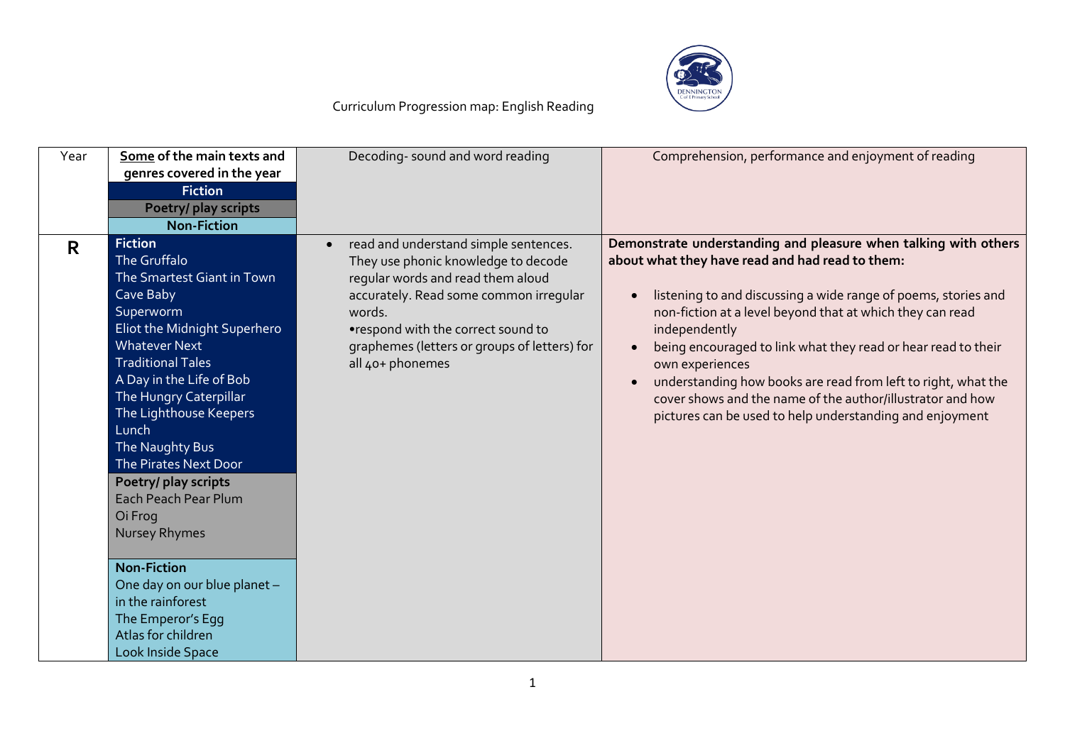# Curriculum Progression map: English Reading

| Year | **Some of the main texts and genres covered in the year**<br>**Fiction**<br>**Poetry/ play scripts**<br>**Non-Fiction** | Decoding- sound and word reading | Comprehension, performance and enjoyment of reading |
|---|---|---|---|
| **R** | **Fiction**<br>The Gruffalo<br>The Smartest Giant in Town<br>Cave Baby<br>Superworm<br>Eliot the Midnight Superhero<br>Whatever Next<br>Traditional Tales<br>A Day in the Life of Bob<br>The Hungry Caterpillar<br>The Lighthouse Keepers Lunch<br>The Naughty Bus<br>The Pirates Next Door<br>**Poetry/ play scripts**<br>Each Peach Pear Plum<br>Oi Frog<br>Nursey Rhymes<br>**Non-Fiction**<br>One day on our blue planet – in the rainforest<br>The Emperor's Egg<br>Atlas for children<br>Look Inside Space | • read and understand simple sentences. They use phonic knowledge to decode regular words and read them aloud accurately. Read some common irregular words.<br>•respond with the correct sound to graphemes (letters or groups of letters) for all 40+ phonemes | **Demonstrate understanding and pleasure when talking with others about what they have read and had read to them:**<br>• listening to and discussing a wide range of poems, stories and non-fiction at a level beyond that at which they can read independently<br>• being encouraged to link what they read or hear read to their own experiences<br>• understanding how books are read from left to right, what the cover shows and the name of the author/illustrator and how pictures can be used to help understanding and enjoyment |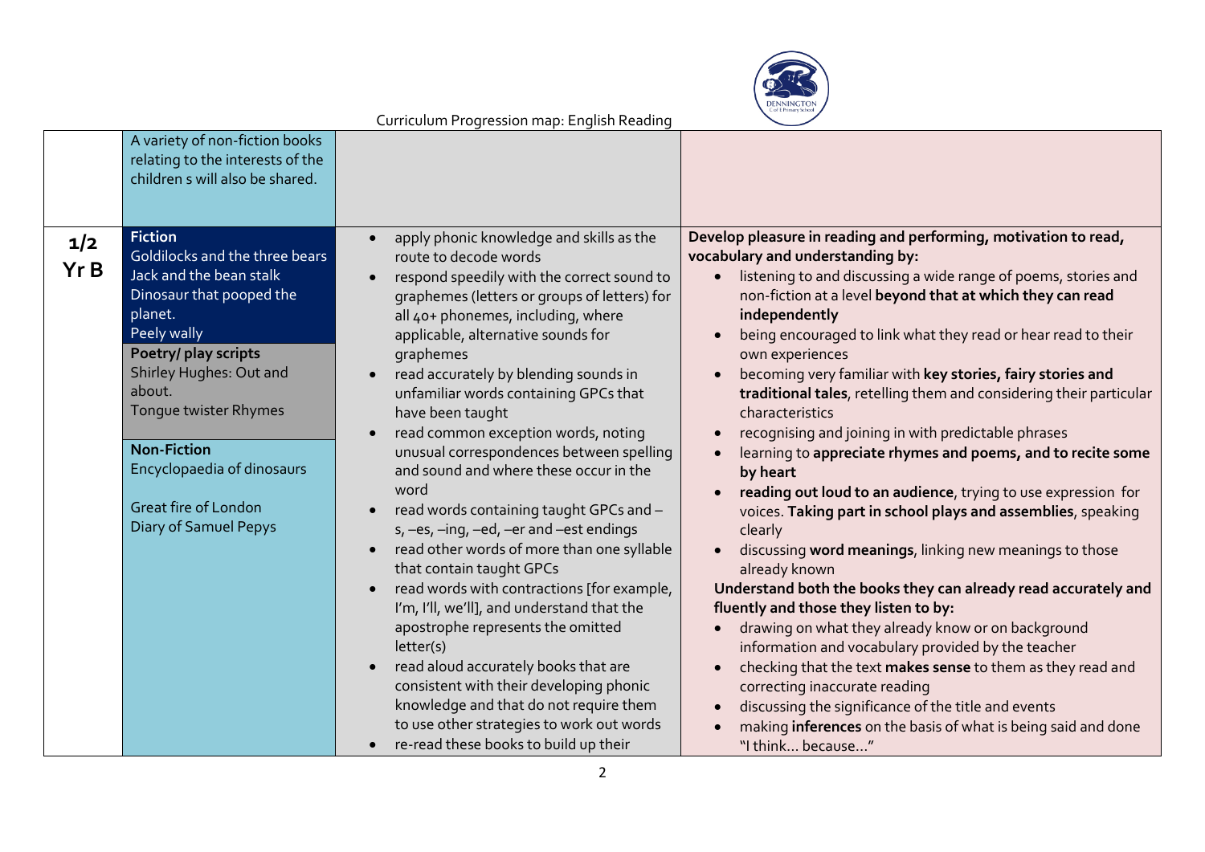Curriculum Progression map: English Reading

| | | | |
|---|---|---|---|
| | A variety of non-fiction books relating to the interests of the children s will also be shared. | | |
| **1/2 Yr B** | **Fiction**<br>Goldilocks and the three bears<br>Jack and the bean stalk<br>Dinosaur that pooped the planet.<br>Peely wally<br>**Poetry/ play scripts**<br>Shirley Hughes: Out and about.<br>Tongue twister Rhymes<br><br>**Non-Fiction**<br>Encyclopaedia of dinosaurs<br><br>Great fire of London<br>Diary of Samuel Pepys | • apply phonic knowledge and skills as the route to decode words<br>• respond speedily with the correct sound to graphemes (letters or groups of letters) for all 40+ phonemes, including, where applicable, alternative sounds for graphemes<br>• read accurately by blending sounds in unfamiliar words containing GPCs that have been taught<br>• read common exception words, noting unusual correspondences between spelling and sound and where these occur in the word<br>• read words containing taught GPCs and –s, –es, –ing, –ed, –er and –est endings<br>• read other words of more than one syllable that contain taught GPCs<br>• read words with contractions [for example, I'm, I'll, we'll], and understand that the apostrophe represents the omitted letter(s)<br>• read aloud accurately books that are consistent with their developing phonic knowledge and that do not require them to use other strategies to work out words<br>• re-read these books to build up their | **Develop pleasure in reading and performing, motivation to read, vocabulary and understanding by:**<br>• listening to and discussing a wide range of poems, stories and non-fiction at a level **beyond that at which they can read independently**<br>• being encouraged to link what they read or hear read to their own experiences<br>• becoming very familiar with **key stories, fairy stories and traditional tales**, retelling them and considering their particular characteristics<br>• recognising and joining in with predictable phrases<br>• learning to **appreciate rhymes and poems, and to recite some by heart**<br>• **reading out loud to an audience**, trying to use expression for voices. **Taking part in school plays and assemblies**, speaking clearly<br>• discussing **word meanings**, linking new meanings to those already known<br>**Understand both the books they can already read accurately and fluently and those they listen to by:**<br>• drawing on what they already know or on background information and vocabulary provided by the teacher<br>• checking that the text **makes sense** to them as they read and correcting inaccurate reading<br>• discussing the significance of the title and events<br>• making **inferences** on the basis of what is being said and done "I think… because…" |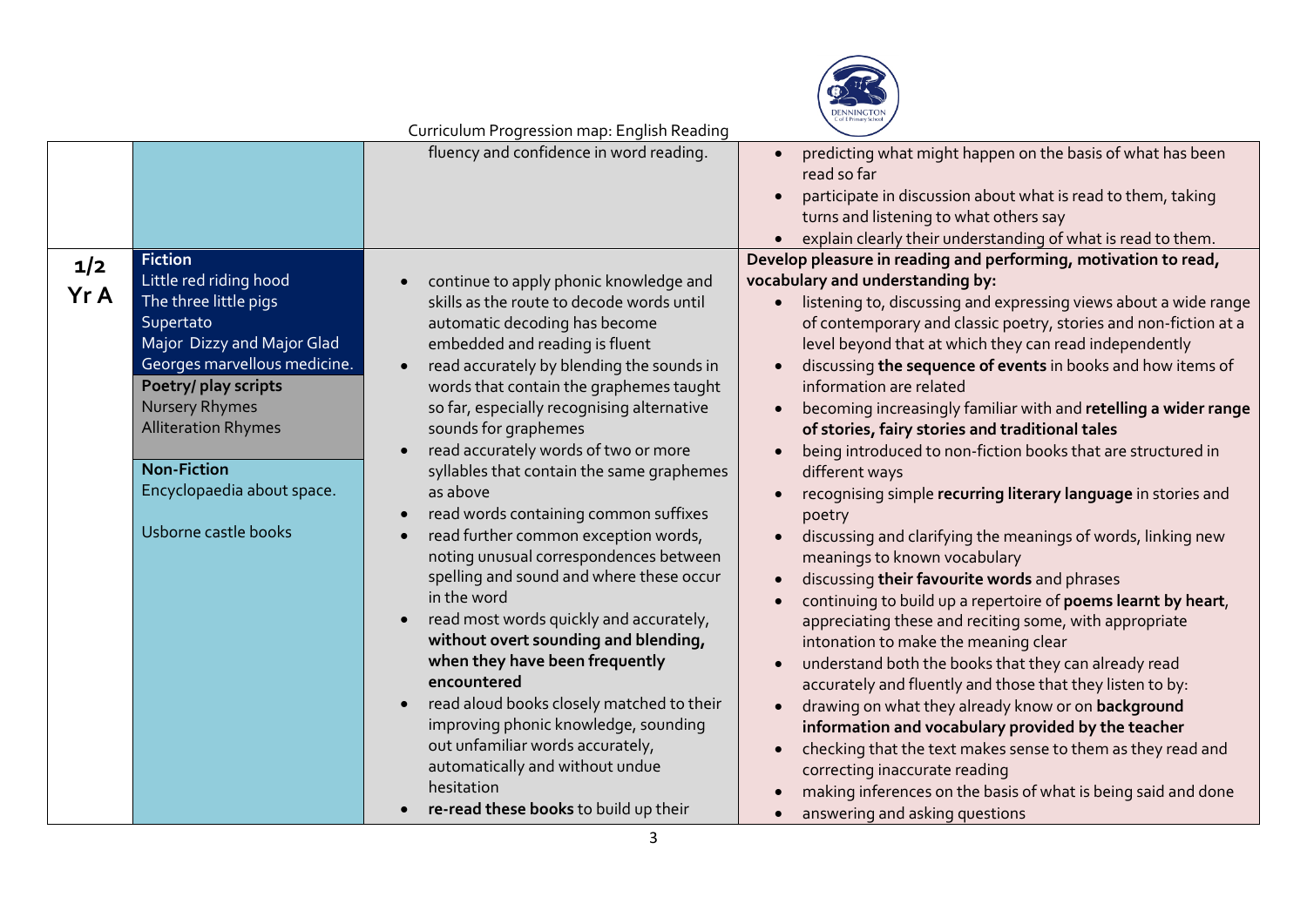Curriculum Progression map: English Reading

| | | | |
|---|---|---|---|
| | | fluency and confidence in word reading. | • predicting what might happen on the basis of what has been read so far<br>• participate in discussion about what is read to them, taking turns and listening to what others say<br>• explain clearly their understanding of what is read to them. |
| **1/2 Yr A** | **Fiction**<br>Little red riding hood<br>The three little pigs<br>Supertato<br>Major Dizzy and Major Glad<br>Georges marvellous medicine.<br>**Poetry/ play scripts**<br>Nursery Rhymes<br>Alliteration Rhymes<br><br>**Non-Fiction**<br>Encyclopaedia about space.<br><br>Usborne castle books | • continue to apply phonic knowledge and skills as the route to decode words until automatic decoding has become embedded and reading is fluent<br>• read accurately by blending the sounds in words that contain the graphemes taught so far, especially recognising alternative sounds for graphemes<br>• read accurately words of two or more syllables that contain the same graphemes as above<br>• read words containing common suffixes<br>• read further common exception words, noting unusual correspondences between spelling and sound and where these occur in the word<br>• read most words quickly and accurately, **without overt sounding and blending, when they have been frequently encountered**<br>• read aloud books closely matched to their improving phonic knowledge, sounding out unfamiliar words accurately, automatically and without undue hesitation<br>• **re-read these books** to build up their | **Develop pleasure in reading and performing, motivation to read, vocabulary and understanding by:**<br>• listening to, discussing and expressing views about a wide range of contemporary and classic poetry, stories and non-fiction at a level beyond that at which they can read independently<br>• discussing **the sequence of events** in books and how items of information are related<br>• becoming increasingly familiar with and **retelling a wider range of stories, fairy stories and traditional tales**<br>• being introduced to non-fiction books that are structured in different ways<br>• recognising simple **recurring literary language** in stories and poetry<br>• discussing and clarifying the meanings of words, linking new meanings to known vocabulary<br>• discussing **their favourite words** and phrases<br>• continuing to build up a repertoire of **poems learnt by heart**, appreciating these and reciting some, with appropriate intonation to make the meaning clear<br>• understand both the books that they can already read accurately and fluently and those that they listen to by:<br>• drawing on what they already know or on **background information and vocabulary provided by the teacher**<br>• checking that the text makes sense to them as they read and correcting inaccurate reading<br>• making inferences on the basis of what is being said and done<br>• answering and asking questions |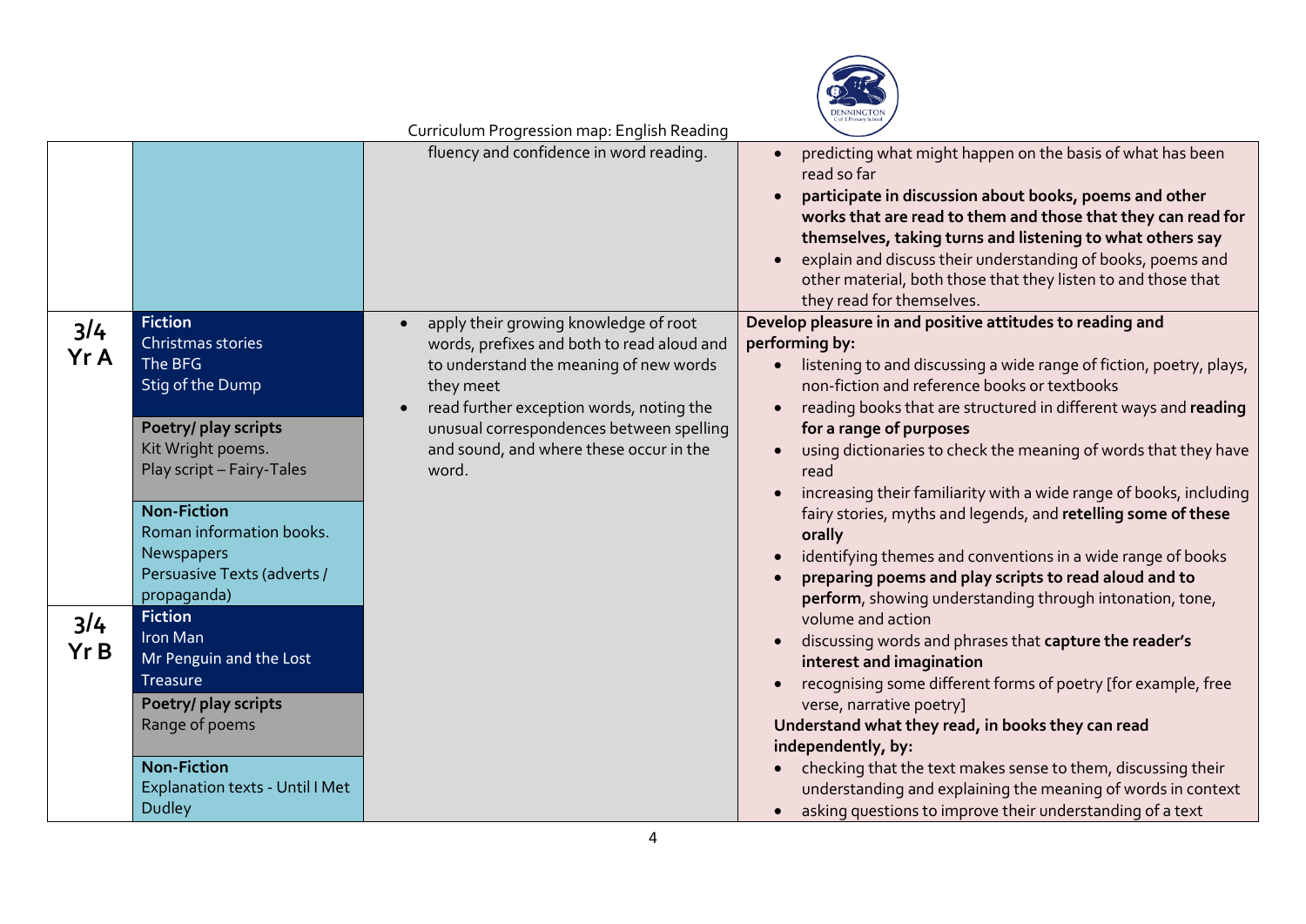Curriculum Progression map: English Reading

| | | | |
|---|---|---|---|
| | | fluency and confidence in word reading. | • predicting what might happen on the basis of what has been read so far<br>• **participate in discussion about books, poems and other works that are read to them and those that they can read for themselves, taking turns and listening to what others say**<br>• explain and discuss their understanding of books, poems and other material, both those that they listen to and those that they read for themselves. |
| **3/4 Yr A** | **Fiction**<br>Christmas stories<br>The BFG<br>Stig of the Dump<br><br>**Poetry/ play scripts**<br>Kit Wright poems.<br>Play script – Fairy-Tales<br><br>**Non-Fiction**<br>Roman information books.<br>Newspapers<br>Persuasive Texts (adverts / propaganda) | • apply their growing knowledge of root words, prefixes and both to read aloud and to understand the meaning of new words they meet<br>• read further exception words, noting the unusual correspondences between spelling and sound, and where these occur in the word. | **Develop pleasure in and positive attitudes to reading and performing by:**<br>• listening to and discussing a wide range of fiction, poetry, plays, non-fiction and reference books or textbooks<br>• reading books that are structured in different ways and **reading for a range of purposes**<br>• using dictionaries to check the meaning of words that they have read<br>• increasing their familiarity with a wide range of books, including fairy stories, myths and legends, and **retelling some of these orally**<br>• identifying themes and conventions in a wide range of books<br>• **preparing poems and play scripts to read aloud and to perform**, showing understanding through intonation, tone, volume and action<br>• discussing words and phrases that **capture the reader's interest and imagination**<br>• recognising some different forms of poetry [for example, free verse, narrative poetry]<br>**Understand what they read, in books they can read independently, by:**<br>• checking that the text makes sense to them, discussing their understanding and explaining the meaning of words in context<br>• asking questions to improve their understanding of a text |
| **3/4 Yr B** | **Fiction**<br>Iron Man<br>Mr Penguin and the Lost Treasure<br><br>**Poetry/ play scripts**<br>Range of poems<br><br>**Non-Fiction**<br>Explanation texts - Until I Met Dudley | | |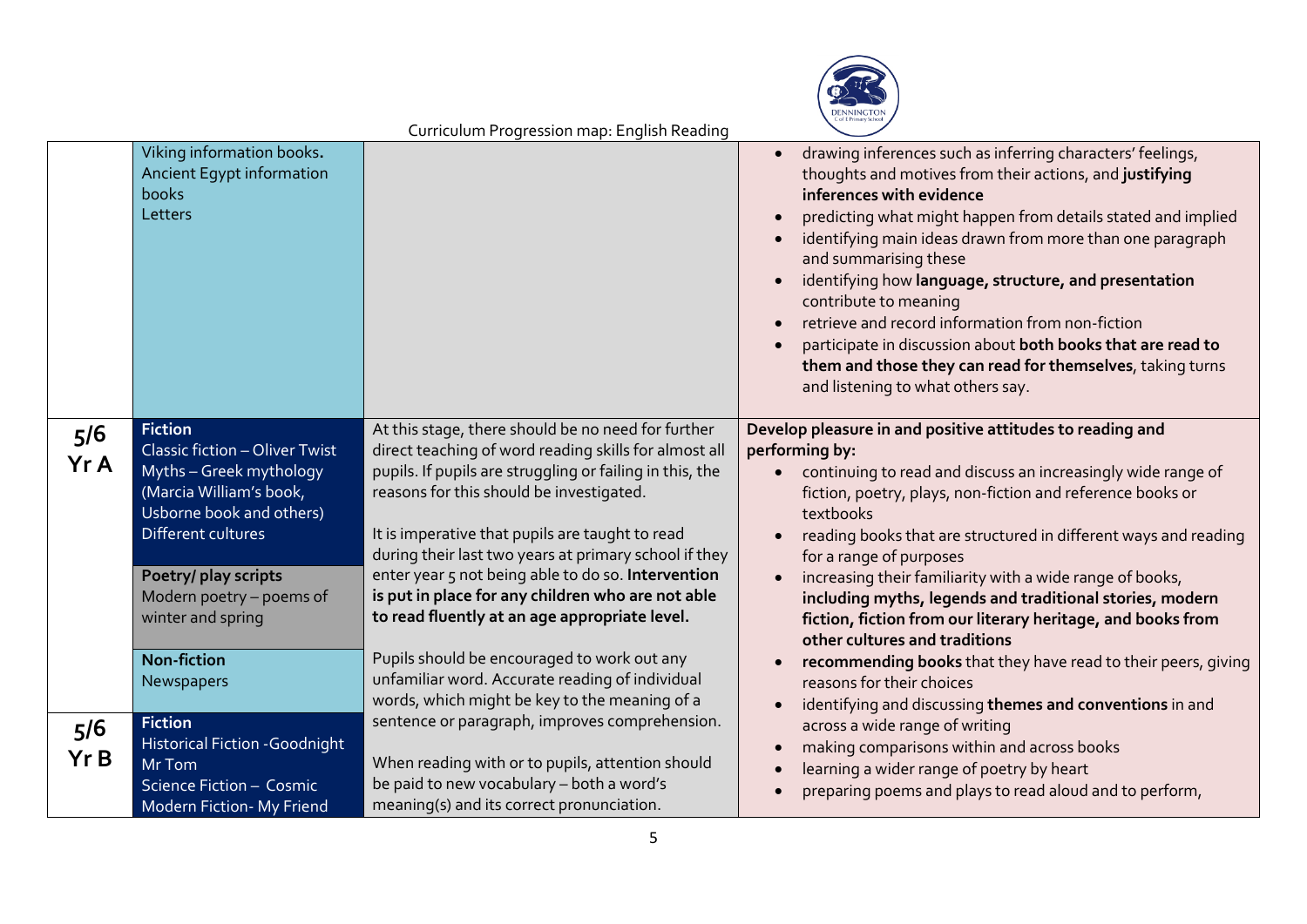Curriculum Progression map: English Reading

| | | | |
|---|---|---|---|
| | Viking information books.<br>Ancient Egypt information books<br>Letters | | • drawing inferences such as inferring characters' feelings, thoughts and motives from their actions, and **justifying inferences with evidence**<br>• predicting what might happen from details stated and implied<br>• identifying main ideas drawn from more than one paragraph and summarising these<br>• identifying how **language, structure, and presentation** contribute to meaning<br>• retrieve and record information from non-fiction<br>• participate in discussion about **both books that are read to them and those they can read for themselves**, taking turns and listening to what others say. |
| **5/6 Yr A** | **Fiction**<br>Classic fiction – Oliver Twist<br>Myths – Greek mythology (Marcia William's book, Usborne book and others)<br>Different cultures<br><br>**Poetry/ play scripts**<br>Modern poetry – poems of winter and spring<br><br>**Non-fiction**<br>Newspapers | At this stage, there should be no need for further direct teaching of word reading skills for almost all pupils. If pupils are struggling or failing in this, the reasons for this should be investigated.<br><br>It is imperative that pupils are taught to read during their last two years at primary school if they enter year 5 not being able to do so. **Intervention is put in place for any children who are not able to read fluently at an age appropriate level.**<br><br>Pupils should be encouraged to work out any unfamiliar word. Accurate reading of individual words, which might be key to the meaning of a sentence or paragraph, improves comprehension.<br><br>When reading with or to pupils, attention should be paid to new vocabulary – both a word's meaning(s) and its correct pronunciation. | **Develop pleasure in and positive attitudes to reading and performing by:**<br>• continuing to read and discuss an increasingly wide range of fiction, poetry, plays, non-fiction and reference books or textbooks<br>• reading books that are structured in different ways and reading for a range of purposes<br>• increasing their familiarity with a wide range of books, **including myths, legends and traditional stories, modern fiction, fiction from our literary heritage, and books from other cultures and traditions**<br>• **recommending books** that they have read to their peers, giving reasons for their choices<br>• identifying and discussing **themes and conventions** in and across a wide range of writing<br>• making comparisons within and across books<br>• learning a wider range of poetry by heart<br>• preparing poems and plays to read aloud and to perform, |
| **5/6 Yr B** | **Fiction**<br>Historical Fiction -Goodnight Mr Tom<br>Science Fiction – Cosmic<br>Modern Fiction- My Friend | | |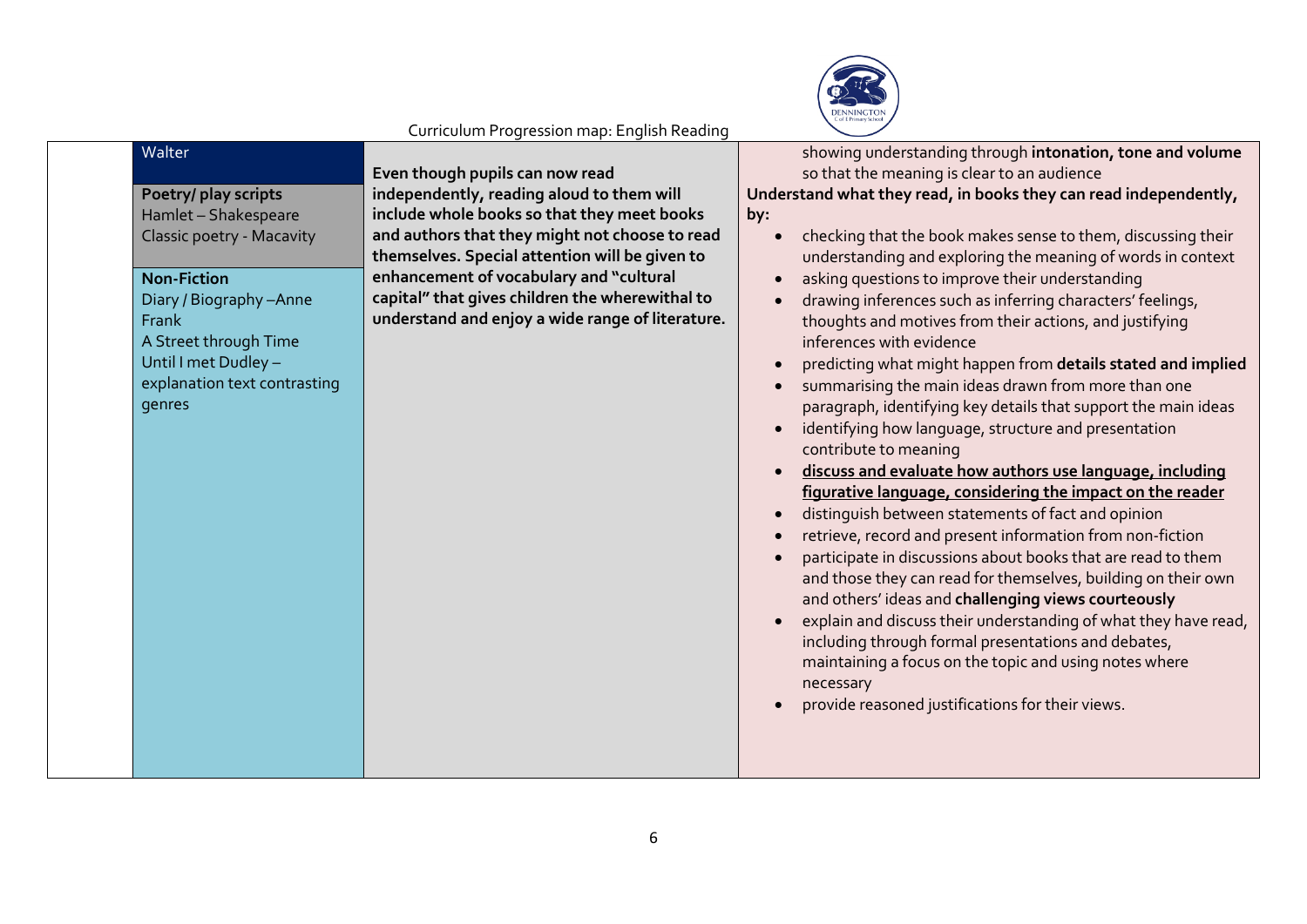| | | | |
|---|---|---|---|
| | Walter<br><br>**Poetry/ play scripts**<br>Hamlet – Shakespeare<br>Classic poetry - Macavity<br><br>**Non-Fiction**<br>Diary / Biography –Anne Frank<br>A Street through Time<br>Until I met Dudley – explanation text contrasting genres | **Even though pupils can now read independently, reading aloud to them will include whole books so that they meet books and authors that they might not choose to read themselves. Special attention will be given to enhancement of vocabulary and "cultural capital" that gives children the wherewithal to understand and enjoy a wide range of literature.** | showing understanding through **intonation, tone and volume** so that the meaning is clear to an audience<br>**Understand what they read, in books they can read independently, by:**<br>• checking that the book makes sense to them, discussing their understanding and exploring the meaning of words in context<br>• asking questions to improve their understanding<br>• drawing inferences such as inferring characters' feelings, thoughts and motives from their actions, and justifying inferences with evidence<br>• predicting what might happen from **details stated and implied**<br>• summarising the main ideas drawn from more than one paragraph, identifying key details that support the main ideas<br>• identifying how language, structure and presentation contribute to meaning<br>• **<u>discuss and evaluate how authors use language, including figurative language, considering the impact on the reader</u>**<br>• distinguish between statements of fact and opinion<br>• retrieve, record and present information from non-fiction<br>• participate in discussions about books that are read to them and those they can read for themselves, building on their own and others' ideas and **challenging views courteously**<br>• explain and discuss their understanding of what they have read, including through formal presentations and debates, maintaining a focus on the topic and using notes where necessary<br>• provide reasoned justifications for their views. |